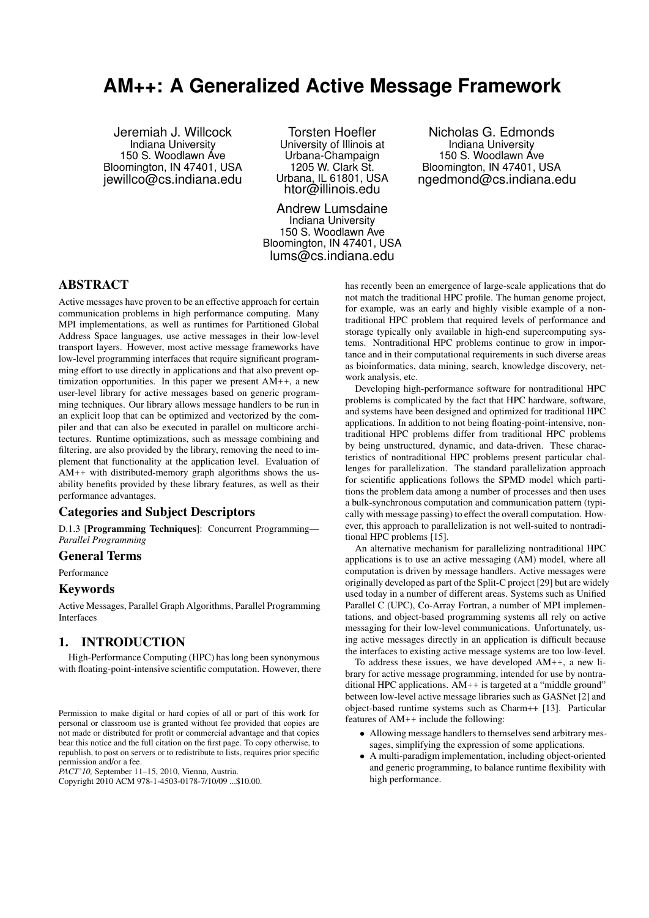# AM++: A Generalized Active Message Framework

Jeremiah J. Willcock
Indiana University
150 S. Woodlawn Ave
Bloomington, IN 47401, USA
jewillco@cs.indiana.edu

Torsten Hoefler
University of Illinois at Urbana-Champaign
1205 W. Clark St.
Urbana, IL 61801, USA
htor@illinois.edu

Nicholas G. Edmonds
Indiana University
150 S. Woodlawn Ave
Bloomington, IN 47401, USA
ngedmond@cs.indiana.edu

Andrew Lumsdaine
Indiana University
150 S. Woodlawn Ave
Bloomington, IN 47401, USA
lums@cs.indiana.edu

## ABSTRACT

Active messages have proven to be an effective approach for certain communication problems in high performance computing. Many MPI implementations, as well as runtimes for Partitioned Global Address Space languages, use active messages in their low-level transport layers. However, most active message frameworks have low-level programming interfaces that require significant programming effort to use directly in applications and that also prevent optimization opportunities. In this paper we present AM++, a new user-level library for active messages based on generic programming techniques. Our library allows message handlers to be run in an explicit loop that can be optimized and vectorized by the compiler and that can also be executed in parallel on multicore architectures. Runtime optimizations, such as message combining and filtering, are also provided by the library, removing the need to implement that functionality at the application level. Evaluation of AM++ with distributed-memory graph algorithms shows the usability benefits provided by these library features, as well as their performance advantages.

### Categories and Subject Descriptors

D.1.3 [**Programming Techniques**]: Concurrent Programming—*Parallel Programming*

### General Terms

Performance

### Keywords

Active Messages, Parallel Graph Algorithms, Parallel Programming Interfaces

## 1. INTRODUCTION

High-Performance Computing (HPC) has long been synonymous with floating-point-intensive scientific computation. However, there has recently been an emergence of large-scale applications that do not match the traditional HPC profile. The human genome project, for example, was an early and highly visible example of a nontraditional HPC problem that required levels of performance and storage typically only available in high-end supercomputing systems. Nontraditional HPC problems continue to grow in importance and in their computational requirements in such diverse areas as bioinformatics, data mining, search, knowledge discovery, network analysis, etc.

Developing high-performance software for nontraditional HPC problems is complicated by the fact that HPC hardware, software, and systems have been designed and optimized for traditional HPC applications. In addition to not being floating-point-intensive, nontraditional HPC problems differ from traditional HPC problems by being unstructured, dynamic, and data-driven. These characteristics of nontraditional HPC problems present particular challenges for parallelization. The standard parallelization approach for scientific applications follows the SPMD model which partitions the problem data among a number of processes and then uses a bulk-synchronous computation and communication pattern (typically with message passing) to effect the overall computation. However, this approach to parallelization is not well-suited to nontraditional HPC problems [15].

An alternative mechanism for parallelizing nontraditional HPC applications is to use an active messaging (AM) model, where all computation is driven by message handlers. Active messages were originally developed as part of the Split-C project [29] but are widely used today in a number of different areas. Systems such as Unified Parallel C (UPC), Co-Array Fortran, a number of MPI implementations, and object-based programming systems all rely on active messaging for their low-level communications. Unfortunately, using active messages directly in an application is difficult because the interfaces to existing active message systems are too low-level.

To address these issues, we have developed AM++, a new library for active message programming, intended for use by nontraditional HPC applications. AM++ is targeted at a "middle ground" between low-level active message libraries such as GASNet [2] and object-based runtime systems such as Charm++ [13]. Particular features of AM++ include the following:

- Allowing message handlers to themselves send arbitrary messages, simplifying the expression of some applications.
- A multi-paradigm implementation, including object-oriented and generic programming, to balance runtime flexibility with high performance.

Permission to make digital or hard copies of all or part of this work for personal or classroom use is granted without fee provided that copies are not made or distributed for profit or commercial advantage and that copies bear this notice and the full citation on the first page. To copy otherwise, to republish, to post on servers or to redistribute to lists, requires prior specific permission and/or a fee.
*PACT'10,* September 11–15, 2010, Vienna, Austria.
Copyright 2010 ACM 978-1-4503-0178-7/10/09 ...$10.00.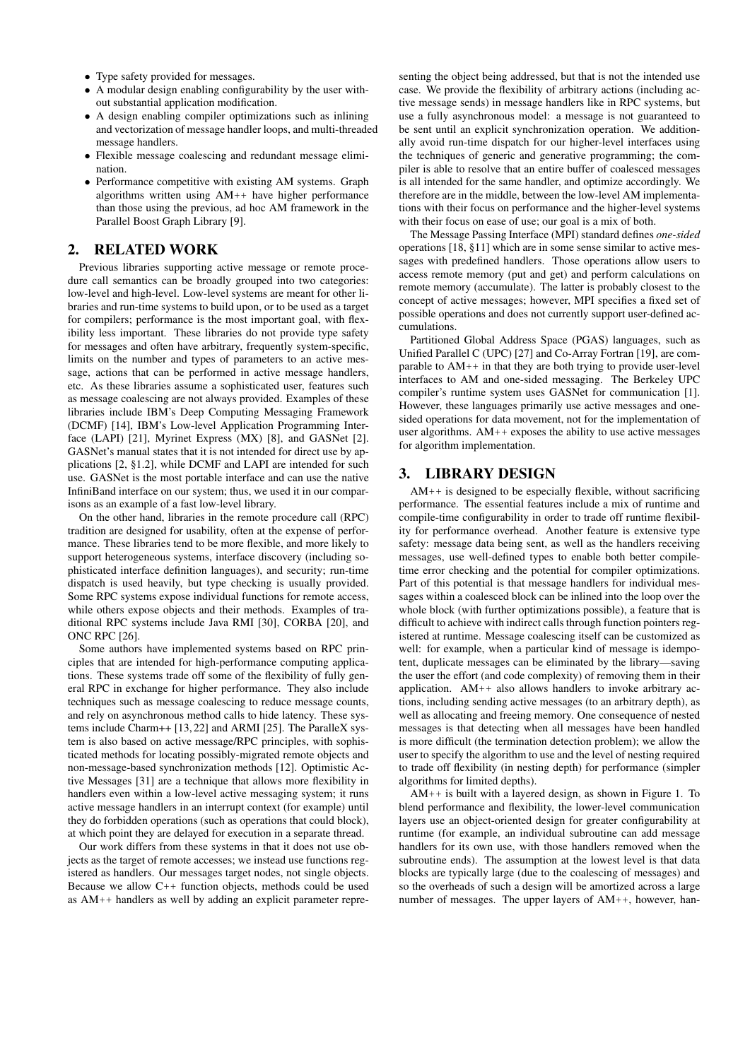- Type safety provided for messages.
- A modular design enabling configurability by the user without substantial application modification.
- A design enabling compiler optimizations such as inlining and vectorization of message handler loops, and multi-threaded message handlers.
- Flexible message coalescing and redundant message elimination.
- Performance competitive with existing AM systems. Graph algorithms written using AM++ have higher performance than those using the previous, ad hoc AM framework in the Parallel Boost Graph Library [9].

## 2. RELATED WORK

Previous libraries supporting active message or remote procedure call semantics can be broadly grouped into two categories: low-level and high-level. Low-level systems are meant for other libraries and run-time systems to build upon, or to be used as a target for compilers; performance is the most important goal, with flexibility less important. These libraries do not provide type safety for messages and often have arbitrary, frequently system-specific, limits on the number and types of parameters to an active message, actions that can be performed in active message handlers, etc. As these libraries assume a sophisticated user, features such as message coalescing are not always provided. Examples of these libraries include IBM's Deep Computing Messaging Framework (DCMF) [14], IBM's Low-level Application Programming Interface (LAPI) [21], Myrinet Express (MX) [8], and GASNet [2]. GASNet's manual states that it is not intended for direct use by applications [2, §1.2], while DCMF and LAPI are intended for such use. GASNet is the most portable interface and can use the native InfiniBand interface on our system; thus, we used it in our comparisons as an example of a fast low-level library.

On the other hand, libraries in the remote procedure call (RPC) tradition are designed for usability, often at the expense of performance. These libraries tend to be more flexible, and more likely to support heterogeneous systems, interface discovery (including sophisticated interface definition languages), and security; run-time dispatch is used heavily, but type checking is usually provided. Some RPC systems expose individual functions for remote access, while others expose objects and their methods. Examples of traditional RPC systems include Java RMI [30], CORBA [20], and ONC RPC [26].

Some authors have implemented systems based on RPC principles that are intended for high-performance computing applications. These systems trade off some of the flexibility of fully general RPC in exchange for higher performance. They also include techniques such as message coalescing to reduce message counts, and rely on asynchronous method calls to hide latency. These systems include Charm++ [13, 22] and ARMI [25]. The ParalleX system is also based on active message/RPC principles, with sophisticated methods for locating possibly-migrated remote objects and non-message-based synchronization methods [12]. Optimistic Active Messages [31] are a technique that allows more flexibility in handlers even within a low-level active messaging system; it runs active message handlers in an interrupt context (for example) until they do forbidden operations (such as operations that could block), at which point they are delayed for execution in a separate thread.

Our work differs from these systems in that it does not use objects as the target of remote accesses; we instead use functions registered as handlers. Our messages target nodes, not single objects. Because we allow C++ function objects, methods could be used as AM++ handlers as well by adding an explicit parameter representing the object being addressed, but that is not the intended use case. We provide the flexibility of arbitrary actions (including active message sends) in message handlers like in RPC systems, but use a fully asynchronous model: a message is not guaranteed to be sent until an explicit synchronization operation. We additionally avoid run-time dispatch for our higher-level interfaces using the techniques of generic and generative programming; the compiler is able to resolve that an entire buffer of coalesced messages is all intended for the same handler, and optimize accordingly. We therefore are in the middle, between the low-level AM implementations with their focus on performance and the higher-level systems with their focus on ease of use; our goal is a mix of both.

The Message Passing Interface (MPI) standard defines *one-sided* operations [18, §11] which are in some sense similar to active messages with predefined handlers. Those operations allow users to access remote memory (put and get) and perform calculations on remote memory (accumulate). The latter is probably closest to the concept of active messages; however, MPI specifies a fixed set of possible operations and does not currently support user-defined accumulations.

Partitioned Global Address Space (PGAS) languages, such as Unified Parallel C (UPC) [27] and Co-Array Fortran [19], are comparable to AM++ in that they are both trying to provide user-level interfaces to AM and one-sided messaging. The Berkeley UPC compiler's runtime system uses GASNet for communication [1]. However, these languages primarily use active messages and one-sided operations for data movement, not for the implementation of user algorithms. AM++ exposes the ability to use active messages for algorithm implementation.

## 3. LIBRARY DESIGN

AM++ is designed to be especially flexible, without sacrificing performance. The essential features include a mix of runtime and compile-time configurability in order to trade off runtime flexibility for performance overhead. Another feature is extensive type safety: message data being sent, as well as the handlers receiving messages, use well-defined types to enable both better compile-time error checking and the potential for compiler optimizations. Part of this potential is that message handlers for individual messages within a coalesced block can be inlined into the loop over the whole block (with further optimizations possible), a feature that is difficult to achieve with indirect calls through function pointers registered at runtime. Message coalescing itself can be customized as well: for example, when a particular kind of message is idempotent, duplicate messages can be eliminated by the library—saving the user the effort (and code complexity) of removing them in their application. AM++ also allows handlers to invoke arbitrary actions, including sending active messages (to an arbitrary depth), as well as allocating and freeing memory. One consequence of nested messages is that detecting when all messages have been handled is more difficult (the termination detection problem); we allow the user to specify the algorithm to use and the level of nesting required to trade off flexibility (in nesting depth) for performance (simpler algorithms for limited depths).

AM++ is built with a layered design, as shown in Figure 1. To blend performance and flexibility, the lower-level communication layers use an object-oriented design for greater configurability at runtime (for example, an individual subroutine can add message handlers for its own use, with those handlers removed when the subroutine ends). The assumption at the lowest level is that data blocks are typically large (due to the coalescing of messages) and so the overheads of such a design will be amortized across a large number of messages. The upper layers of AM++, however, han-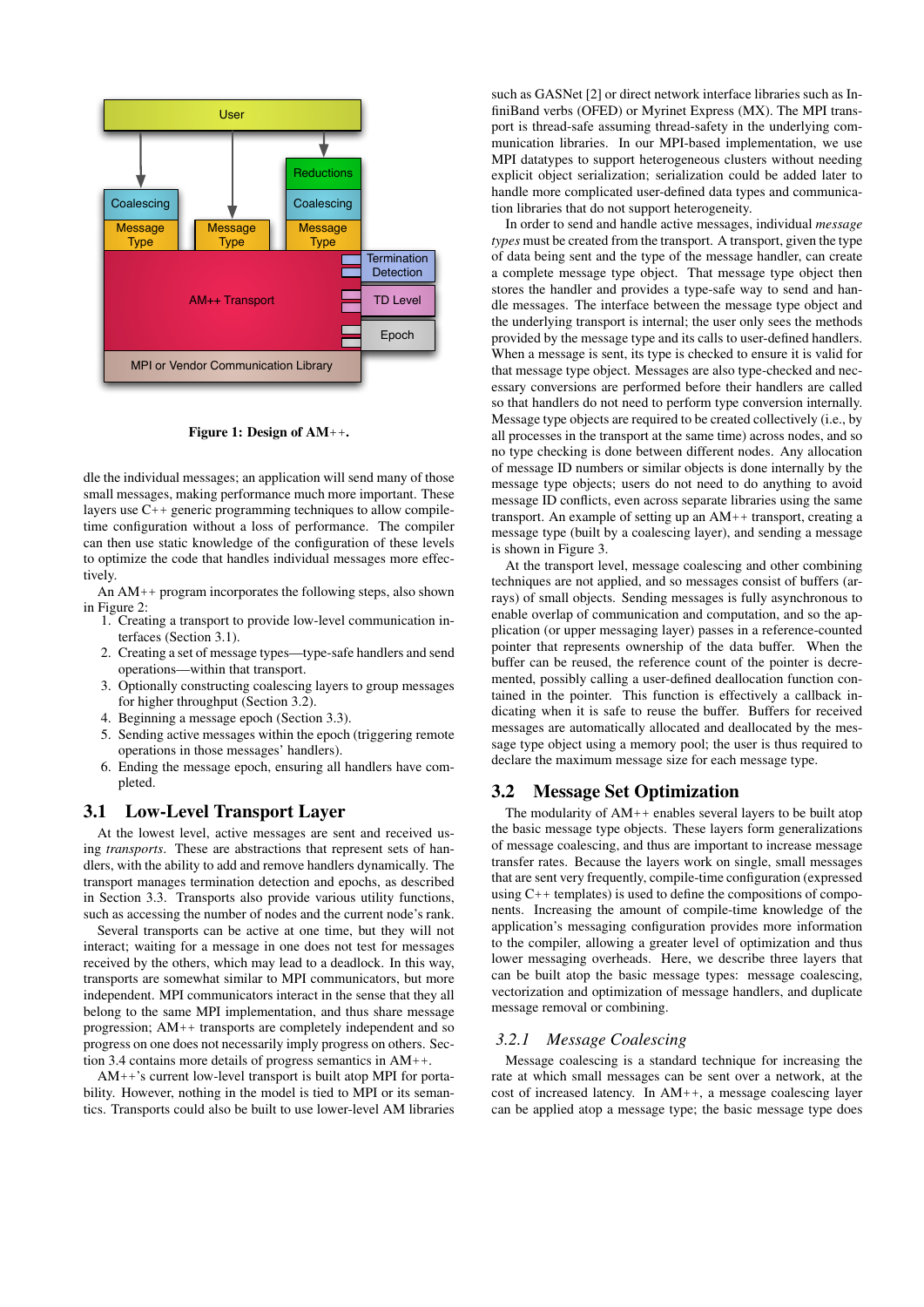User

Reductions

Coalescing

Message Type

Message Type

Coalescing

Message Type

AM++ Transport

Termination Detection

TD Level

Epoch

MPI or Vendor Communication Library

**Figure 1: Design of AM++.**

dle the individual messages; an application will send many of those small messages, making performance much more important. These layers use C++ generic programming techniques to allow compile-time configuration without a loss of performance. The compiler can then use static knowledge of the configuration of these levels to optimize the code that handles individual messages more effectively.

An AM++ program incorporates the following steps, also shown in Figure 2:

1. Creating a transport to provide low-level communication interfaces (Section 3.1).
2. Creating a set of message types—type-safe handlers and send operations—within that transport.
3. Optionally constructing coalescing layers to group messages for higher throughput (Section 3.2).
4. Beginning a message epoch (Section 3.3).
5. Sending active messages within the epoch (triggering remote operations in those messages' handlers).
6. Ending the message epoch, ensuring all handlers have completed.

## 3.1 Low-Level Transport Layer

At the lowest level, active messages are sent and received using *transports*. These are abstractions that represent sets of handlers, with the ability to add and remove handlers dynamically. The transport manages termination detection and epochs, as described in Section 3.3. Transports also provide various utility functions, such as accessing the number of nodes and the current node's rank.

Several transports can be active at one time, but they will not interact; waiting for a message in one does not test for messages received by the others, which may lead to a deadlock. In this way, transports are somewhat similar to MPI communicators, but more independent. MPI communicators interact in the sense that they all belong to the same MPI implementation, and thus share message progression; AM++ transports are completely independent and so progress on one does not necessarily imply progress on others. Section 3.4 contains more details of progress semantics in AM++.

AM++'s current low-level transport is built atop MPI for portability. However, nothing in the model is tied to MPI or its semantics. Transports could also be built to use lower-level AM libraries such as GASNet [2] or direct network interface libraries such as InfiniBand verbs (OFED) or Myrinet Express (MX). The MPI transport is thread-safe assuming thread-safety in the underlying communication libraries. In our MPI-based implementation, we use MPI datatypes to support heterogeneous clusters without needing explicit object serialization; serialization could be added later to handle more complicated user-defined data types and communication libraries that do not support heterogeneity.

In order to send and handle active messages, individual *message types* must be created from the transport. A transport, given the type of data being sent and the type of the message handler, can create a complete message type object. That message type object then stores the handler and provides a type-safe way to send and handle messages. The interface between the message type object and the underlying transport is internal; the user only sees the methods provided by the message type and its calls to user-defined handlers. When a message is sent, its type is checked to ensure it is valid for that message type object. Messages are also type-checked and necessary conversions are performed before their handlers are called so that handlers do not need to perform type conversion internally. Message type objects are required to be created collectively (i.e., by all processes in the transport at the same time) across nodes, and so no type checking is done between different nodes. Any allocation of message ID numbers or similar objects is done internally by the message type objects; users do not need to do anything to avoid message ID conflicts, even across separate libraries using the same transport. An example of setting up an AM++ transport, creating a message type (built by a coalescing layer), and sending a message is shown in Figure 3.

At the transport level, message coalescing and other combining techniques are not applied, and so messages consist of buffers (arrays) of small objects. Sending messages is fully asynchronous to enable overlap of communication and computation, and so the application (or upper messaging layer) passes in a reference-counted pointer that represents ownership of the data buffer. When the buffer can be reused, the reference count of the pointer is decremented, possibly calling a user-defined deallocation function contained in the pointer. This function is effectively a callback indicating when it is safe to reuse the buffer. Buffers for received messages are automatically allocated and deallocated by the message type object using a memory pool; the user is thus required to declare the maximum message size for each message type.

## 3.2 Message Set Optimization

The modularity of AM++ enables several layers to be built atop the basic message type objects. These layers form generalizations of message coalescing, and thus are important to increase message transfer rates. Because the layers work on single, small messages that are sent very frequently, compile-time configuration (expressed using C++ templates) is used to define the compositions of components. Increasing the amount of compile-time knowledge of the application's messaging configuration provides more information to the compiler, allowing a greater level of optimization and thus lower messaging overheads. Here, we describe three layers that can be built atop the basic message types: message coalescing, vectorization and optimization of message handlers, and duplicate message removal or combining.

### 3.2.1 Message Coalescing

Message coalescing is a standard technique for increasing the rate at which small messages can be sent over a network, at the cost of increased latency. In AM++, a message coalescing layer can be applied atop a message type; the basic message type does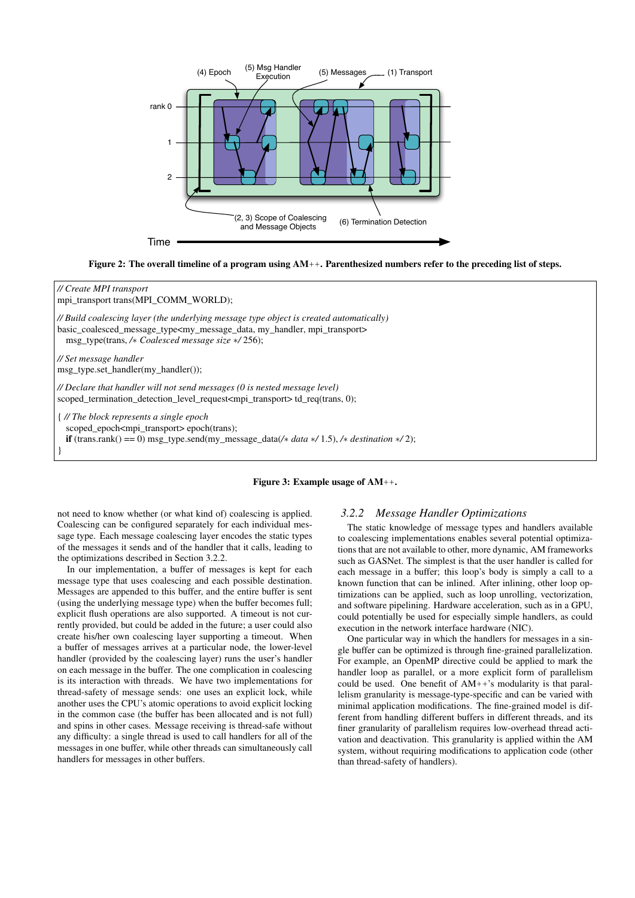(4) Epoch

(5) Msg Handler Execution

(5) Messages

(1) Transport

rank 0

1

2

(2, 3) Scope of Coalescing and Message Objects

(6) Termination Detection

Time

**Figure 2: The overall timeline of a program using AM++. Parenthesized numbers refer to the preceding list of steps.**

```
// Create MPI transport
mpi_transport trans(MPI_COMM_WORLD);

// Build coalescing layer (the underlying message type object is created automatically)
basic_coalesced_message_type<my_message_data, my_handler, mpi_transport>
  msg_type(trans, /* Coalesced message size */ 256);

// Set message handler
msg_type.set_handler(my_handler());

// Declare that handler will not send messages (0 is nested message level)
scoped_termination_detection_level_request<mpi_transport> td_req(trans, 0);

{ // The block represents a single epoch
  scoped_epoch<mpi_transport> epoch(trans);
  if (trans.rank() == 0) msg_type.send(my_message_data(/* data */ 1.5), /* destination */ 2);
}
```

**Figure 3: Example usage of AM++.**

not need to know whether (or what kind of) coalescing is applied. Coalescing can be configured separately for each individual message type. Each message coalescing layer encodes the static types of the messages it sends and of the handler that it calls, leading to the optimizations described in Section 3.2.2.

In our implementation, a buffer of messages is kept for each message type that uses coalescing and each possible destination. Messages are appended to this buffer, and the entire buffer is sent (using the underlying message type) when the buffer becomes full; explicit flush operations are also supported. A timeout is not currently provided, but could be added in the future; a user could also create his/her own coalescing layer supporting a timeout. When a buffer of messages arrives at a particular node, the lower-level handler (provided by the coalescing layer) runs the user's handler on each message in the buffer. The one complication in coalescing is its interaction with threads. We have two implementations for thread-safety of message sends: one uses an explicit lock, while another uses the CPU's atomic operations to avoid explicit locking in the common case (the buffer has been allocated and is not full) and spins in other cases. Message receiving is thread-safe without any difficulty: a single thread is used to call handlers for all of the messages in one buffer, while other threads can simultaneously call handlers for messages in other buffers.

### 3.2.2 Message Handler Optimizations

The static knowledge of message types and handlers available to coalescing implementations enables several potential optimizations that are not available to other, more dynamic, AM frameworks such as GASNet. The simplest is that the user handler is called for each message in a buffer; this loop's body is simply a call to a known function that can be inlined. After inlining, other loop optimizations can be applied, such as loop unrolling, vectorization, and software pipelining. Hardware acceleration, such as in a GPU, could potentially be used for especially simple handlers, as could execution in the network interface hardware (NIC).

One particular way in which the handlers for messages in a single buffer can be optimized is through fine-grained parallelization. For example, an OpenMP directive could be applied to mark the handler loop as parallel, or a more explicit form of parallelism could be used. One benefit of AM++'s modularity is that parallelism granularity is message-type-specific and can be varied with minimal application modifications. The fine-grained model is different from handling different buffers in different threads, and its finer granularity of parallelism requires low-overhead thread activation and deactivation. This granularity is applied within the AM system, without requiring modifications to application code (other than thread-safety of handlers).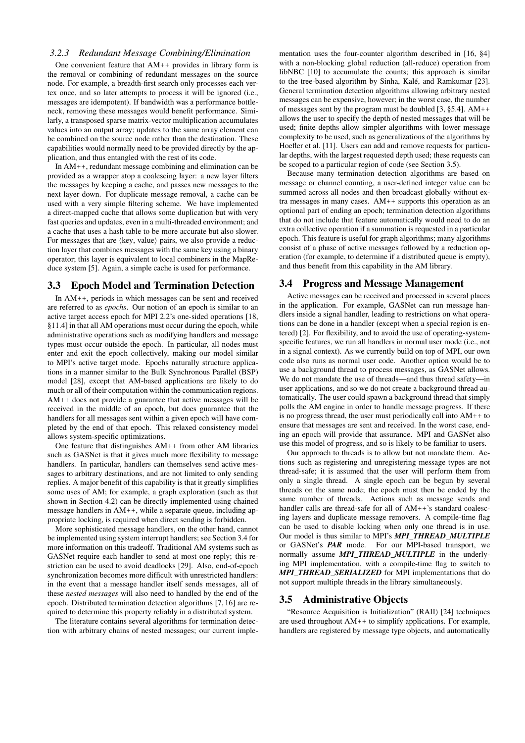### 3.2.3 Redundant Message Combining/Elimination

One convenient feature that AM++ provides in library form is the removal or combining of redundant messages on the source node. For example, a breadth-first search only processes each vertex once, and so later attempts to process it will be ignored (i.e., messages are idempotent). If bandwidth was a performance bottleneck, removing these messages would benefit performance. Similarly, a transposed sparse matrix-vector multiplication accumulates values into an output array; updates to the same array element can be combined on the source node rather than the destination. These capabilities would normally need to be provided directly by the application, and thus entangled with the rest of its code.

In AM++, redundant message combining and elimination can be provided as a wrapper atop a coalescing layer: a new layer filters the messages by keeping a cache, and passes new messages to the next layer down. For duplicate message removal, a cache can be used with a very simple filtering scheme. We have implemented a direct-mapped cache that allows some duplication but with very fast queries and updates, even in a multi-threaded environment; and a cache that uses a hash table to be more accurate but also slower. For messages that are $\langle$key, value$\rangle$ pairs, we also provide a reduction layer that combines messages with the same key using a binary operator; this layer is equivalent to local combiners in the MapReduce system [5]. Again, a simple cache is used for performance.

## 3.3 Epoch Model and Termination Detection

In AM++, periods in which messages can be sent and received are referred to as *epochs*. Our notion of an epoch is similar to an active target access epoch for MPI 2.2's one-sided operations [18, §11.4] in that all AM operations must occur during the epoch, while administrative operations such as modifying handlers and message types must occur outside the epoch. In particular, all nodes must enter and exit the epoch collectively, making our model similar to MPI's active target mode. Epochs naturally structure applications in a manner similar to the Bulk Synchronous Parallel (BSP) model [28], except that AM-based applications are likely to do much or all of their computation within the communication regions. AM++ does not provide a guarantee that active messages will be received in the middle of an epoch, but does guarantee that the handlers for all messages sent within a given epoch will have completed by the end of that epoch. This relaxed consistency model allows system-specific optimizations.

One feature that distinguishes AM++ from other AM libraries such as GASNet is that it gives much more flexibility to message handlers. In particular, handlers can themselves send active messages to arbitrary destinations, and are not limited to only sending replies. A major benefit of this capability is that it greatly simplifies some uses of AM; for example, a graph exploration (such as that shown in Section 4.2) can be directly implemented using chained message handlers in AM++, while a separate queue, including appropriate locking, is required when direct sending is forbidden.

More sophisticated message handlers, on the other hand, cannot be implemented using system interrupt handlers; see Section 3.4 for more information on this tradeoff. Traditional AM systems such as GASNet require each handler to send at most one reply; this restriction can be used to avoid deadlocks [29]. Also, end-of-epoch synchronization becomes more difficult with unrestricted handlers: in the event that a message handler itself sends messages, all of these *nested messages* will also need to handled by the end of the epoch. Distributed termination detection algorithms [7, 16] are required to determine this property reliably in a distributed system.

The literature contains several algorithms for termination detection with arbitrary chains of nested messages; our current implementation uses the four-counter algorithm described in [16, §4] with a non-blocking global reduction (all-reduce) operation from libNBC [10] to accumulate the counts; this approach is similar to the tree-based algorithm by Sinha, Kalé, and Ramkumar [23]. General termination detection algorithms allowing arbitrary nested messages can be expensive, however; in the worst case, the number of messages sent by the program must be doubled [3, §5.4]. AM++ allows the user to specify the depth of nested messages that will be used; finite depths allow simpler algorithms with lower message complexity to be used, such as generalizations of the algorithms by Hoefler et al. [11]. Users can add and remove requests for particular depths, with the largest requested depth used; these requests can be scoped to a particular region of code (see Section 3.5).

Because many termination detection algorithms are based on message or channel counting, a user-defined integer value can be summed across all nodes and then broadcast globally without extra messages in many cases. AM++ supports this operation as an optional part of ending an epoch; termination detection algorithms that do not include that feature automatically would need to do an extra collective operation if a summation is requested in a particular epoch. This feature is useful for graph algorithms; many algorithms consist of a phase of active messages followed by a reduction operation (for example, to determine if a distributed queue is empty), and thus benefit from this capability in the AM library.

## 3.4 Progress and Message Management

Active messages can be received and processed in several places in the application. For example, GASNet can run message handlers inside a signal handler, leading to restrictions on what operations can be done in a handler (except when a special region is entered) [2]. For flexibility, and to avoid the use of operating-system-specific features, we run all handlers in normal user mode (i.e., not in a signal context). As we currently build on top of MPI, our own code also runs as normal user code. Another option would be to use a background thread to process messages, as GASNet allows. We do not mandate the use of threads—and thus thread safety—in user applications, and so we do not create a background thread automatically. The user could spawn a background thread that simply polls the AM engine in order to handle message progress. If there is no progress thread, the user must periodically call into AM++ to ensure that messages are sent and received. In the worst case, ending an epoch will provide that assurance. MPI and GASNet also use this model of progress, and so is likely to be familiar to users.

Our approach to threads is to allow but not mandate them. Actions such as registering and unregistering message types are not thread-safe; it is assumed that the user will perform them from only a single thread. A single epoch can be begun by several threads on the same node; the epoch must then be ended by the same number of threads. Actions such as message sends and handler calls are thread-safe for all of AM++'s standard coalescing layers and duplicate message removers. A compile-time flag can be used to disable locking when only one thread is in use. Our model is thus similar to MPI's ***MPI_THREAD_MULTIPLE*** or GASNet's ***PAR*** mode. For our MPI-based transport, we normally assume ***MPI_THREAD_MULTIPLE*** in the underlying MPI implementation, with a compile-time flag to switch to ***MPI_THREAD_SERIALIZED*** for MPI implementations that do not support multiple threads in the library simultaneously.

## 3.5 Administrative Objects

"Resource Acquisition is Initialization" (RAII) [24] techniques are used throughout AM++ to simplify applications. For example, handlers are registered by message type objects, and automatically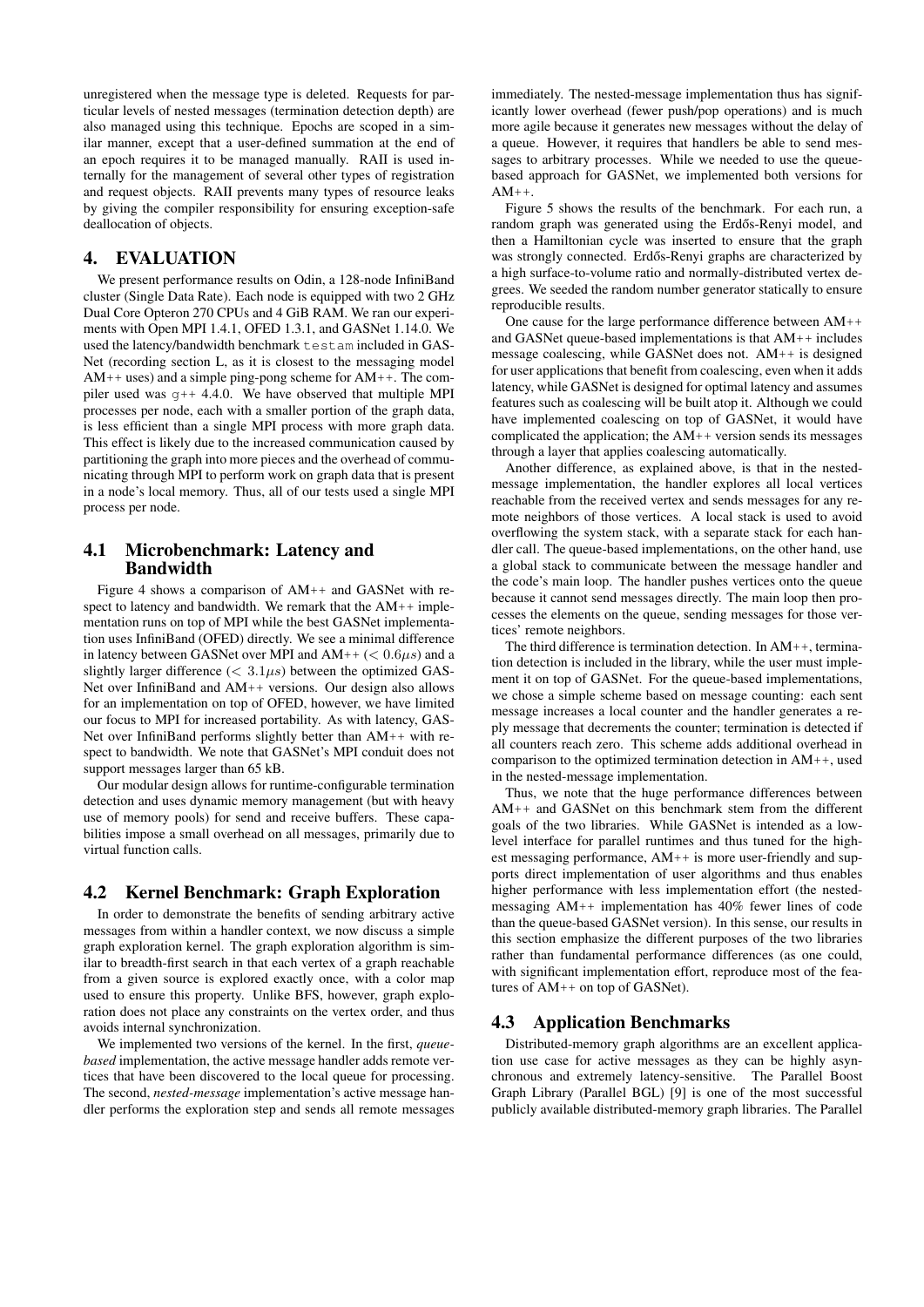unregistered when the message type is deleted. Requests for particular levels of nested messages (termination detection depth) are also managed using this technique. Epochs are scoped in a similar manner, except that a user-defined summation at the end of an epoch requires it to be managed manually. RAII is used internally for the management of several other types of registration and request objects. RAII prevents many types of resource leaks by giving the compiler responsibility for ensuring exception-safe deallocation of objects.

## 4. EVALUATION

We present performance results on Odin, a 128-node InfiniBand cluster (Single Data Rate). Each node is equipped with two 2 GHz Dual Core Opteron 270 CPUs and 4 GiB RAM. We ran our experiments with Open MPI 1.4.1, OFED 1.3.1, and GASNet 1.14.0. We used the latency/bandwidth benchmark `testam` included in GASNet (recording section L, as it is closest to the messaging model AM++ uses) and a simple ping-pong scheme for AM++. The compiler used was `g++` 4.4.0. We have observed that multiple MPI processes per node, each with a smaller portion of the graph data, is less efficient than a single MPI process with more graph data. This effect is likely due to the increased communication caused by partitioning the graph into more pieces and the overhead of communicating through MPI to perform work on graph data that is present in a node's local memory. Thus, all of our tests used a single MPI process per node.

### 4.1 Microbenchmark: Latency and Bandwidth

Figure 4 shows a comparison of AM++ and GASNet with respect to latency and bandwidth. We remark that the AM++ implementation runs on top of MPI while the best GASNet implementation uses InfiniBand (OFED) directly. We see a minimal difference in latency between GASNet over MPI and AM++ ($< 0.6\mu s$) and a slightly larger difference ($< 3.1\mu s$) between the optimized GASNet over InfiniBand and AM++ versions. Our design also allows for an implementation on top of OFED, however, we have limited our focus to MPI for increased portability. As with latency, GASNet over InfiniBand performs slightly better than AM++ with respect to bandwidth. We note that GASNet's MPI conduit does not support messages larger than 65 kB.

Our modular design allows for runtime-configurable termination detection and uses dynamic memory management (but with heavy use of memory pools) for send and receive buffers. These capabilities impose a small overhead on all messages, primarily due to virtual function calls.

### 4.2 Kernel Benchmark: Graph Exploration

In order to demonstrate the benefits of sending arbitrary active messages from within a handler context, we now discuss a simple graph exploration kernel. The graph exploration algorithm is similar to breadth-first search in that each vertex of a graph reachable from a given source is explored exactly once, with a color map used to ensure this property. Unlike BFS, however, graph exploration does not place any constraints on the vertex order, and thus avoids internal synchronization.

We implemented two versions of the kernel. In the first, *queue-based* implementation, the active message handler adds remote vertices that have been discovered to the local queue for processing. The second, *nested-message* implementation's active message handler performs the exploration step and sends all remote messages immediately. The nested-message implementation thus has significantly lower overhead (fewer push/pop operations) and is much more agile because it generates new messages without the delay of a queue. However, it requires that handlers be able to send messages to arbitrary processes. While we needed to use the queue-based approach for GASNet, we implemented both versions for AM++.

Figure 5 shows the results of the benchmark. For each run, a random graph was generated using the Erdős-Renyi model, and then a Hamiltonian cycle was inserted to ensure that the graph was strongly connected. Erdős-Renyi graphs are characterized by a high surface-to-volume ratio and normally-distributed vertex degrees. We seeded the random number generator statically to ensure reproducible results.

One cause for the large performance difference between AM++ and GASNet queue-based implementations is that AM++ includes message coalescing, while GASNet does not. AM++ is designed for user applications that benefit from coalescing, even when it adds latency, while GASNet is designed for optimal latency and assumes features such as coalescing will be built atop it. Although we could have implemented coalescing on top of GASNet, it would have complicated the application; the AM++ version sends its messages through a layer that applies coalescing automatically.

Another difference, as explained above, is that in the nested-message implementation, the handler explores all local vertices reachable from the received vertex and sends messages for any remote neighbors of those vertices. A local stack is used to avoid overflowing the system stack, with a separate stack for each handler call. The queue-based implementations, on the other hand, use a global stack to communicate between the message handler and the code's main loop. The handler pushes vertices onto the queue because it cannot send messages directly. The main loop then processes the elements on the queue, sending messages for those vertices' remote neighbors.

The third difference is termination detection. In AM++, termination detection is included in the library, while the user must implement it on top of GASNet. For the queue-based implementations, we chose a simple scheme based on message counting: each sent message increases a local counter and the handler generates a reply message that decrements the counter; termination is detected if all counters reach zero. This scheme adds additional overhead in comparison to the optimized termination detection in AM++, used in the nested-message implementation.

Thus, we note that the huge performance differences between AM++ and GASNet on this benchmark stem from the different goals of the two libraries. While GASNet is intended as a low-level interface for parallel runtimes and thus tuned for the highest messaging performance, AM++ is more user-friendly and supports direct implementation of user algorithms and thus enables higher performance with less implementation effort (the nested-messaging AM++ implementation has 40% fewer lines of code than the queue-based GASNet version). In this sense, our results in this section emphasize the different purposes of the two libraries rather than fundamental performance differences (as one could, with significant implementation effort, reproduce most of the features of AM++ on top of GASNet).

### 4.3 Application Benchmarks

Distributed-memory graph algorithms are an excellent application use case for active messages as they can be highly asynchronous and extremely latency-sensitive. The Parallel Boost Graph Library (Parallel BGL) [9] is one of the most successful publicly available distributed-memory graph libraries. The Parallel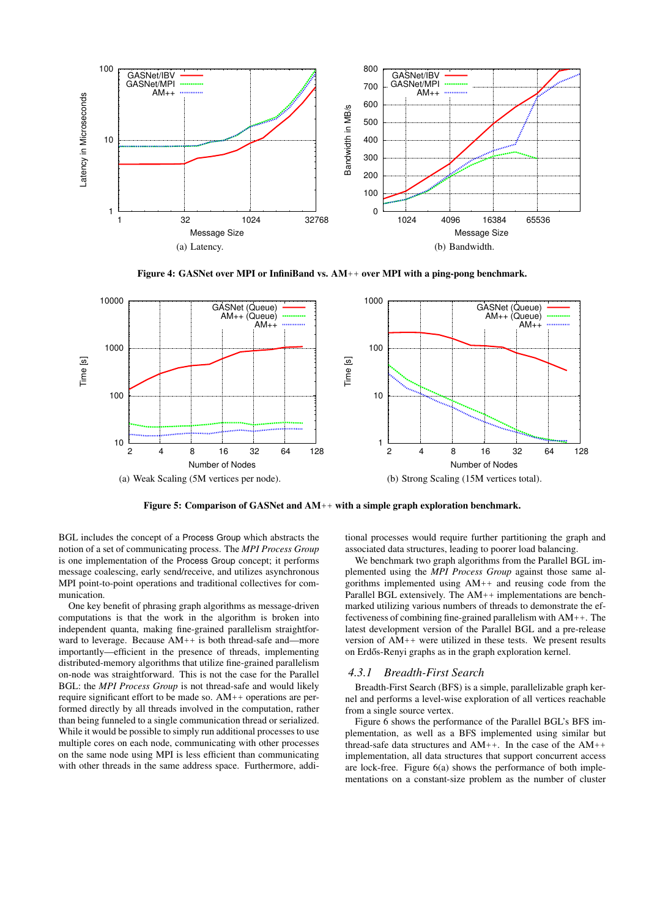100
10
1
Latency in Microseconds
1
32
1024
32768
Message Size
GASNet/IBV
GASNet/MPI
AM++

(a) Latency.

800
700
600
500
400
300
200
100
0
Bandwidth in MB/s
1024
4096
16384
65536
Message Size
GASNet/IBV
GASNet/MPI
AM++

(b) Bandwidth.

**Figure 4: GASNet over MPI or InfiniBand vs. AM++ over MPI with a ping-pong benchmark.**

10000
1000
100
10
Time [s]
2
4
8
16
32
64
128
Number of Nodes
GASNet (Queue)
AM++ (Queue)
AM++

(a) Weak Scaling (5M vertices per node).

1000
100
10
1
Time [s]
2
4
8
16
32
64
128
Number of Nodes
GASNet (Queue)
AM++ (Queue)
AM++

(b) Strong Scaling (15M vertices total).

**Figure 5: Comparison of GASNet and AM++ with a simple graph exploration benchmark.**

BGL includes the concept of a Process Group which abstracts the notion of a set of communicating process. The *MPI Process Group* is one implementation of the Process Group concept; it performs message coalescing, early send/receive, and utilizes asynchronous MPI point-to-point operations and traditional collectives for communication.

One key benefit of phrasing graph algorithms as message-driven computations is that the work in the algorithm is broken into independent quanta, making fine-grained parallelism straightforward to leverage. Because AM++ is both thread-safe and—more importantly—efficient in the presence of threads, implementing distributed-memory algorithms that utilize fine-grained parallelism on-node was straightforward. This is not the case for the Parallel BGL: the *MPI Process Group* is not thread-safe and would likely require significant effort to be made so. AM++ operations are performed directly by all threads involved in the computation, rather than being funneled to a single communication thread or serialized. While it would be possible to simply run additional processes to use multiple cores on each node, communicating with other processes on the same node using MPI is less efficient than communicating with other threads in the same address space. Furthermore, additional processes would require further partitioning the graph and associated data structures, leading to poorer load balancing.

We benchmark two graph algorithms from the Parallel BGL implemented using the *MPI Process Group* against those same algorithms implemented using AM++ and reusing code from the Parallel BGL extensively. The AM++ implementations are benchmarked utilizing various numbers of threads to demonstrate the effectiveness of combining fine-grained parallelism with AM++. The latest development version of the Parallel BGL and a pre-release version of AM++ were utilized in these tests. We present results on Erdős-Renyi graphs as in the graph exploration kernel.

#### 4.3.1 *Breadth-First Search*

Breadth-First Search (BFS) is a simple, parallelizable graph kernel and performs a level-wise exploration of all vertices reachable from a single source vertex.

Figure 6 shows the performance of the Parallel BGL's BFS implementation, as well as a BFS implemented using similar but thread-safe data structures and AM++. In the case of the AM++ implementation, all data structures that support concurrent access are lock-free. Figure 6(a) shows the performance of both implementations on a constant-size problem as the number of cluster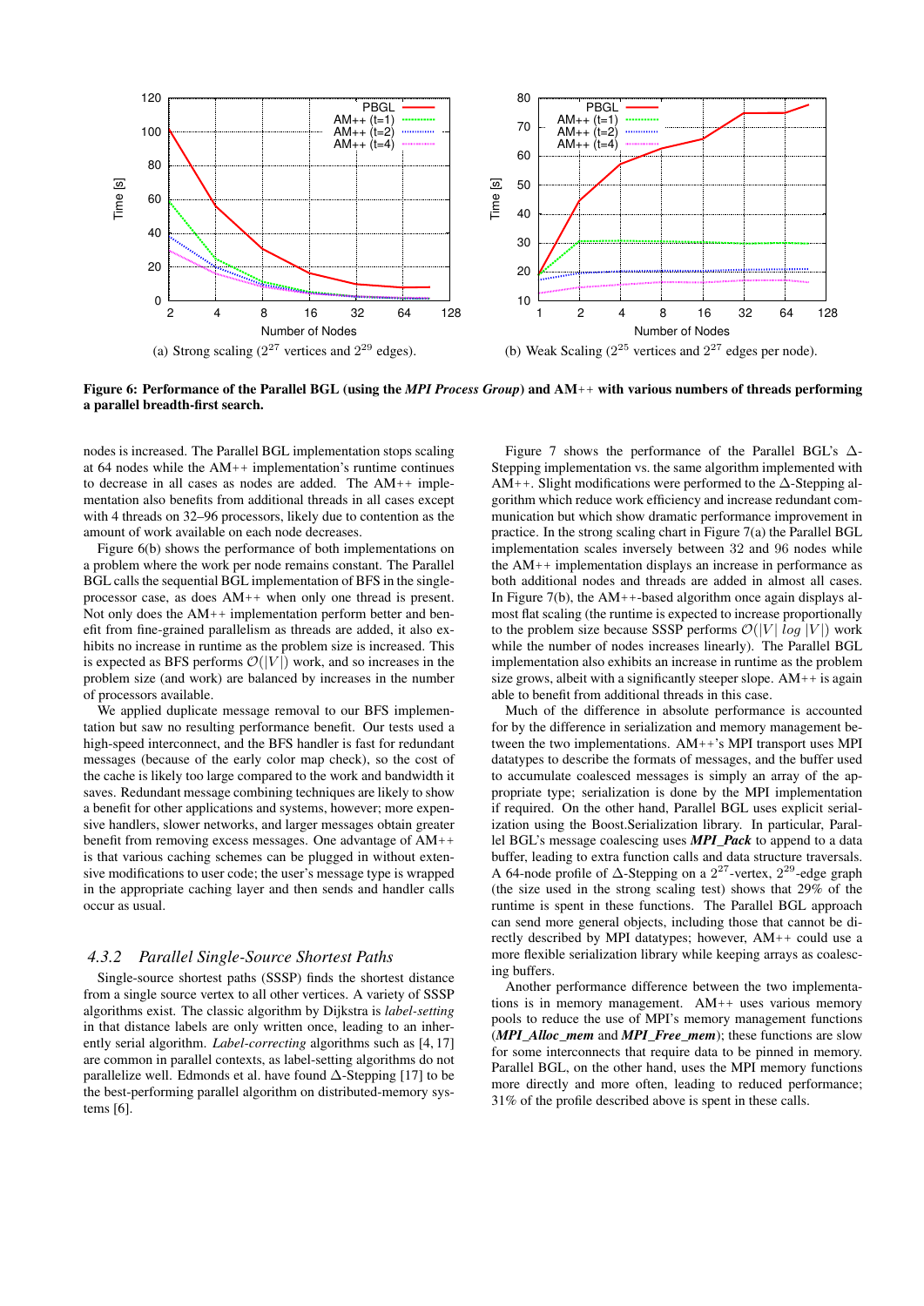(a) Strong scaling ($2^{27}$ vertices and $2^{29}$ edges).

(b) Weak Scaling ($2^{25}$ vertices and $2^{27}$ edges per node).

**Figure 6: Performance of the Parallel BGL (using the *MPI Process Group*) and AM++ with various numbers of threads performing a parallel breadth-first search.**

nodes is increased. The Parallel BGL implementation stops scaling at 64 nodes while the AM++ implementation's runtime continues to decrease in all cases as nodes are added. The AM++ implementation also benefits from additional threads in all cases except with 4 threads on 32–96 processors, likely due to contention as the amount of work available on each node decreases.

Figure 6(b) shows the performance of both implementations on a problem where the work per node remains constant. The Parallel BGL calls the sequential BGL implementation of BFS in the single-processor case, as does AM++ when only one thread is present. Not only does the AM++ implementation perform better and benefit from fine-grained parallelism as threads are added, it also exhibits no increase in runtime as the problem size is increased. This is expected as BFS performs $\mathcal{O}(|V|)$ work, and so increases in the problem size (and work) are balanced by increases in the number of processors available.

We applied duplicate message removal to our BFS implementation but saw no resulting performance benefit. Our tests used a high-speed interconnect, and the BFS handler is fast for redundant messages (because of the early color map check), so the cost of the cache is likely too large compared to the work and bandwidth it saves. Redundant message combining techniques are likely to show a benefit for other applications and systems, however; more expensive handlers, slower networks, and larger messages obtain greater benefit from removing excess messages. One advantage of AM++ is that various caching schemes can be plugged in without extensive modifications to user code; the user's message type is wrapped in the appropriate caching layer and then sends and handler calls occur as usual.

### *4.3.2 Parallel Single-Source Shortest Paths*

Single-source shortest paths (SSSP) finds the shortest distance from a single source vertex to all other vertices. A variety of SSSP algorithms exist. The classic algorithm by Dijkstra is *label-setting* in that distance labels are only written once, leading to an inherently serial algorithm. *Label-correcting* algorithms such as [4, 17] are common in parallel contexts, as label-setting algorithms do not parallelize well. Edmonds et al. have found $\Delta$-Stepping [17] to be the best-performing parallel algorithm on distributed-memory systems [6].

Figure 7 shows the performance of the Parallel BGL's $\Delta$-Stepping implementation vs. the same algorithm implemented with AM++. Slight modifications were performed to the $\Delta$-Stepping algorithm which reduce work efficiency and increase redundant communication but which show dramatic performance improvement in practice. In the strong scaling chart in Figure 7(a) the Parallel BGL implementation scales inversely between 32 and 96 nodes while the AM++ implementation displays an increase in performance as both additional nodes and threads are added in almost all cases. In Figure 7(b), the AM++-based algorithm once again displays almost flat scaling (the runtime is expected to increase proportionally to the problem size because SSSP performs $\mathcal{O}(|V| \; log \; |V|)$ work while the number of nodes increases linearly). The Parallel BGL implementation also exhibits an increase in runtime as the problem size grows, albeit with a significantly steeper slope. AM++ is again able to benefit from additional threads in this case.

Much of the difference in absolute performance is accounted for by the difference in serialization and memory management between the two implementations. AM++'s MPI transport uses MPI datatypes to describe the formats of messages, and the buffer used to accumulate coalesced messages is simply an array of the appropriate type; serialization is done by the MPI implementation if required. On the other hand, Parallel BGL uses explicit serialization using the Boost.Serialization library. In particular, Parallel BGL's message coalescing uses ***MPI_Pack*** to append to a data buffer, leading to extra function calls and data structure traversals. A 64-node profile of $\Delta$-Stepping on a $2^{27}$-vertex, $2^{29}$-edge graph (the size used in the strong scaling test) shows that 29% of the runtime is spent in these functions. The Parallel BGL approach can send more general objects, including those that cannot be directly described by MPI datatypes; however, AM++ could use a more flexible serialization library while keeping arrays as coalescing buffers.

Another performance difference between the two implementations is in memory management. AM++ uses various memory pools to reduce the use of MPI's memory management functions (***MPI_Alloc_mem*** and ***MPI_Free_mem***); these functions are slow for some interconnects that require data to be pinned in memory. Parallel BGL, on the other hand, uses the MPI memory functions more directly and more often, leading to reduced performance; 31% of the profile described above is spent in these calls.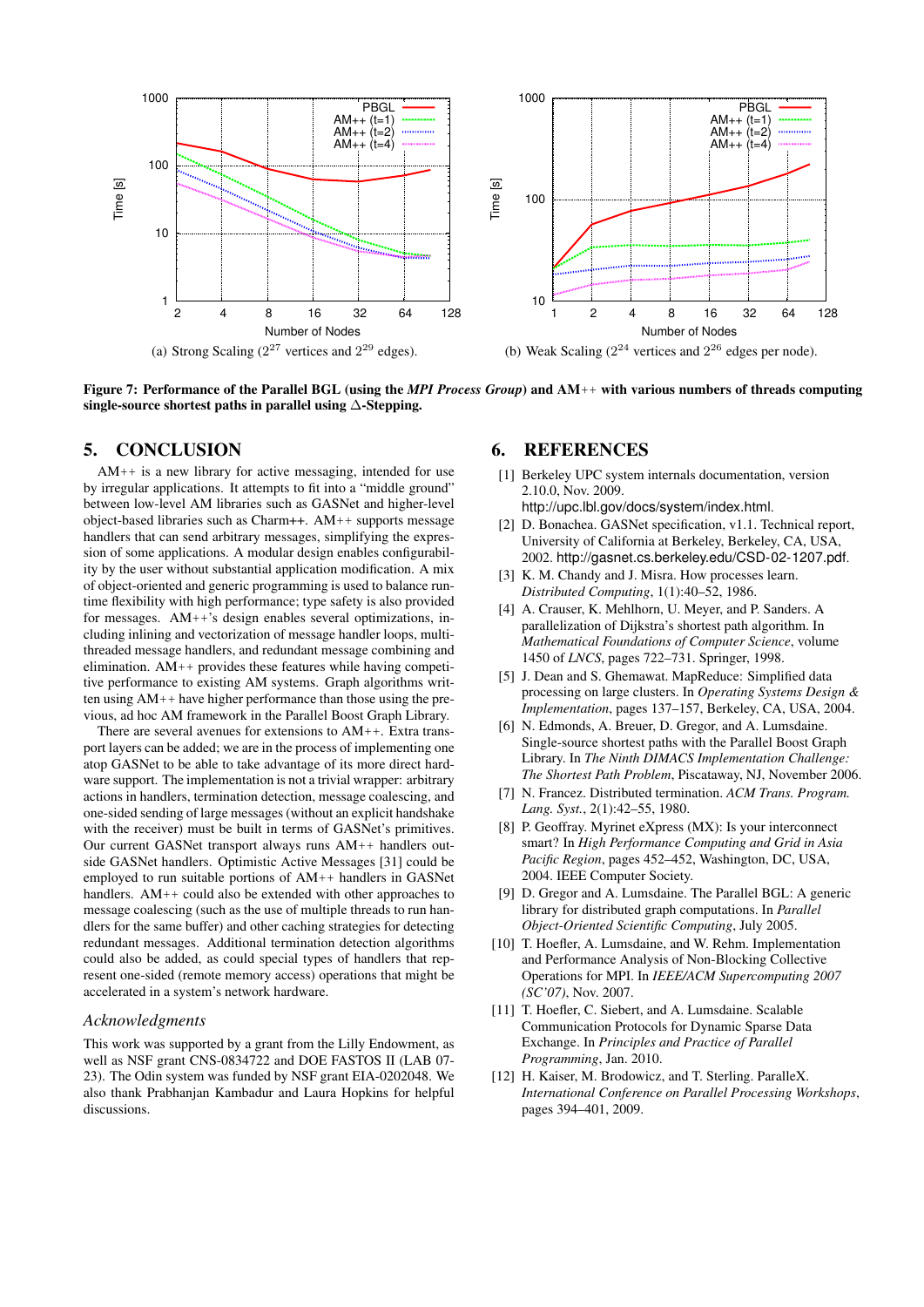1000
PBGL
AM++ (t=1)
AM++ (t=2)
AM++ (t=4)
100
Time [s]
10
1
2 4 8 16 32 64 128
Number of Nodes

(a) Strong Scaling ($2^{27}$ vertices and $2^{29}$ edges).

1000
PBGL
AM++ (t=1)
AM++ (t=2)
AM++ (t=4)
100
Time [s]
10
1 2 4 8 16 32 64 128
Number of Nodes

(b) Weak Scaling ($2^{24}$ vertices and $2^{26}$ edges per node).

**Figure 7: Performance of the Parallel BGL (using the *MPI Process Group*) and AM++ with various numbers of threads computing single-source shortest paths in parallel using Δ-Stepping.**

## 5. CONCLUSION

AM++ is a new library for active messaging, intended for use by irregular applications. It attempts to fit into a "middle ground" between low-level AM libraries such as GASNet and higher-level object-based libraries such as Charm++. AM++ supports message handlers that can send arbitrary messages, simplifying the expression of some applications. A modular design enables configurability by the user without substantial application modification. A mix of object-oriented and generic programming is used to balance runtime flexibility with high performance; type safety is also provided for messages. AM++'s design enables several optimizations, including inlining and vectorization of message handler loops, multithreaded message handlers, and redundant message combining and elimination. AM++ provides these features while having competitive performance to existing AM systems. Graph algorithms written using AM++ have higher performance than those using the previous, ad hoc AM framework in the Parallel Boost Graph Library.

There are several avenues for extensions to AM++. Extra transport layers can be added; we are in the process of implementing one atop GASNet to be able to take advantage of its more direct hardware support. The implementation is not a trivial wrapper: arbitrary actions in handlers, termination detection, message coalescing, and one-sided sending of large messages (without an explicit handshake with the receiver) must be built in terms of GASNet's primitives. Our current GASNet transport always runs AM++ handlers outside GASNet handlers. Optimistic Active Messages [31] could be employed to run suitable portions of AM++ handlers in GASNet handlers. AM++ could also be extended with other approaches to message coalescing (such as the use of multiple threads to run handlers for the same buffer) and other caching strategies for detecting redundant messages. Additional termination detection algorithms could also be added, as could special types of handlers that represent one-sided (remote memory access) operations that might be accelerated in a system's network hardware.

### *Acknowledgments*

This work was supported by a grant from the Lilly Endowment, as well as NSF grant CNS-0834722 and DOE FASTOS II (LAB 07-23). The Odin system was funded by NSF grant EIA-0202048. We also thank Prabhanjan Kambadur and Laura Hopkins for helpful discussions.

## 6. REFERENCES

[1] Berkeley UPC system internals documentation, version 2.10.0, Nov. 2009. http://upc.lbl.gov/docs/system/index.html.

[2] D. Bonachea. GASNet specification, v1.1. Technical report, University of California at Berkeley, Berkeley, CA, USA, 2002. http://gasnet.cs.berkeley.edu/CSD-02-1207.pdf.

[3] K. M. Chandy and J. Misra. How processes learn. *Distributed Computing*, 1(1):40–52, 1986.

[4] A. Crauser, K. Mehlhorn, U. Meyer, and P. Sanders. A parallelization of Dijkstra's shortest path algorithm. In *Mathematical Foundations of Computer Science*, volume 1450 of *LNCS*, pages 722–731. Springer, 1998.

[5] J. Dean and S. Ghemawat. MapReduce: Simplified data processing on large clusters. In *Operating Systems Design & Implementation*, pages 137–157, Berkeley, CA, USA, 2004.

[6] N. Edmonds, A. Breuer, D. Gregor, and A. Lumsdaine. Single-source shortest paths with the Parallel Boost Graph Library. In *The Ninth DIMACS Implementation Challenge: The Shortest Path Problem*, Piscataway, NJ, November 2006.

[7] N. Francez. Distributed termination. *ACM Trans. Program. Lang. Syst.*, 2(1):42–55, 1980.

[8] P. Geoffray. Myrinet eXpress (MX): Is your interconnect smart? In *High Performance Computing and Grid in Asia Pacific Region*, pages 452–452, Washington, DC, USA, 2004. IEEE Computer Society.

[9] D. Gregor and A. Lumsdaine. The Parallel BGL: A generic library for distributed graph computations. In *Parallel Object-Oriented Scientific Computing*, July 2005.

[10] T. Hoefler, A. Lumsdaine, and W. Rehm. Implementation and Performance Analysis of Non-Blocking Collective Operations for MPI. In *IEEE/ACM Supercomputing 2007 (SC'07)*, Nov. 2007.

[11] T. Hoefler, C. Siebert, and A. Lumsdaine. Scalable Communication Protocols for Dynamic Sparse Data Exchange. In *Principles and Practice of Parallel Programming*, Jan. 2010.

[12] H. Kaiser, M. Brodowicz, and T. Sterling. ParalleX. *International Conference on Parallel Processing Workshops*, pages 394–401, 2009.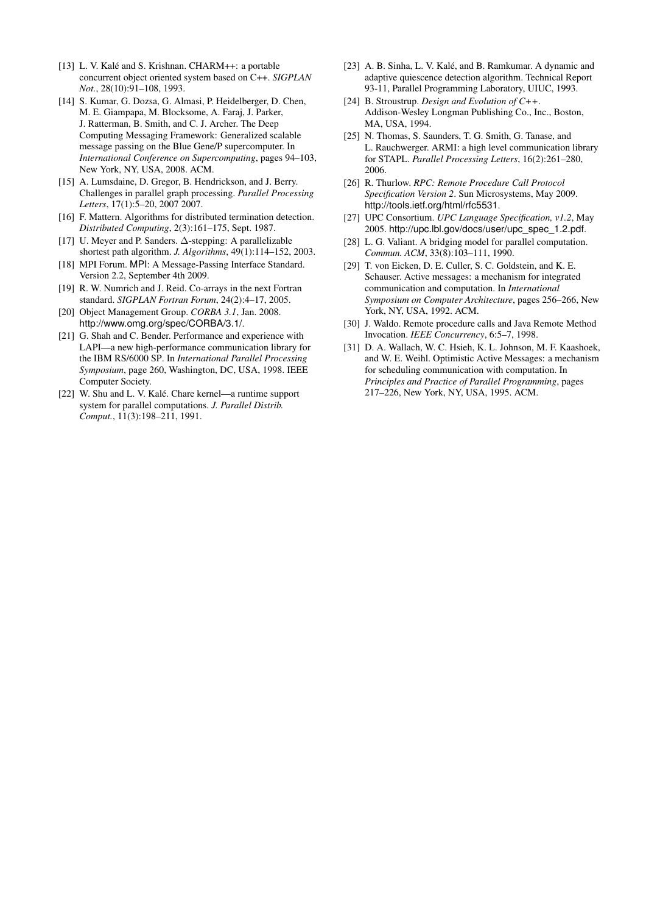[13] L. V. Kalé and S. Krishnan. CHARM++: a portable concurrent object oriented system based on C++. *SIGPLAN Not.*, 28(10):91–108, 1993.

[14] S. Kumar, G. Dozsa, G. Almasi, P. Heidelberger, D. Chen, M. E. Giampapa, M. Blocksome, A. Faraj, J. Parker, J. Ratterman, B. Smith, and C. J. Archer. The Deep Computing Messaging Framework: Generalized scalable message passing on the Blue Gene/P supercomputer. In *International Conference on Supercomputing*, pages 94–103, New York, NY, USA, 2008. ACM.

[15] A. Lumsdaine, D. Gregor, B. Hendrickson, and J. Berry. Challenges in parallel graph processing. *Parallel Processing Letters*, 17(1):5–20, 2007 2007.

[16] F. Mattern. Algorithms for distributed termination detection. *Distributed Computing*, 2(3):161–175, Sept. 1987.

[17] U. Meyer and P. Sanders. $\Delta$-stepping: A parallelizable shortest path algorithm. *J. Algorithms*, 49(1):114–152, 2003.

[18] MPI Forum. MPI: A Message-Passing Interface Standard. Version 2.2, September 4th 2009.

[19] R. W. Numrich and J. Reid. Co-arrays in the next Fortran standard. *SIGPLAN Fortran Forum*, 24(2):4–17, 2005.

[20] Object Management Group. *CORBA 3.1*, Jan. 2008. http://www.omg.org/spec/CORBA/3.1/.

[21] G. Shah and C. Bender. Performance and experience with LAPI—a new high-performance communication library for the IBM RS/6000 SP. In *International Parallel Processing Symposium*, page 260, Washington, DC, USA, 1998. IEEE Computer Society.

[22] W. Shu and L. V. Kalé. Chare kernel—a runtime support system for parallel computations. *J. Parallel Distrib. Comput.*, 11(3):198–211, 1991.

[23] A. B. Sinha, L. V. Kalé, and B. Ramkumar. A dynamic and adaptive quiescence detection algorithm. Technical Report 93-11, Parallel Programming Laboratory, UIUC, 1993.

[24] B. Stroustrup. *Design and Evolution of C++*. Addison-Wesley Longman Publishing Co., Inc., Boston, MA, USA, 1994.

[25] N. Thomas, S. Saunders, T. G. Smith, G. Tanase, and L. Rauchwerger. ARMI: a high level communication library for STAPL. *Parallel Processing Letters*, 16(2):261–280, 2006.

[26] R. Thurlow. *RPC: Remote Procedure Call Protocol Specification Version 2*. Sun Microsystems, May 2009. http://tools.ietf.org/html/rfc5531.

[27] UPC Consortium. *UPC Language Specification, v1.2*, May 2005. http://upc.lbl.gov/docs/user/upc_spec_1.2.pdf.

[28] L. G. Valiant. A bridging model for parallel computation. *Commun. ACM*, 33(8):103–111, 1990.

[29] T. von Eicken, D. E. Culler, S. C. Goldstein, and K. E. Schauser. Active messages: a mechanism for integrated communication and computation. In *International Symposium on Computer Architecture*, pages 256–266, New York, NY, USA, 1992. ACM.

[30] J. Waldo. Remote procedure calls and Java Remote Method Invocation. *IEEE Concurrency*, 6:5–7, 1998.

[31] D. A. Wallach, W. C. Hsieh, K. L. Johnson, M. F. Kaashoek, and W. E. Weihl. Optimistic Active Messages: a mechanism for scheduling communication with computation. In *Principles and Practice of Parallel Programming*, pages 217–226, New York, NY, USA, 1995. ACM.